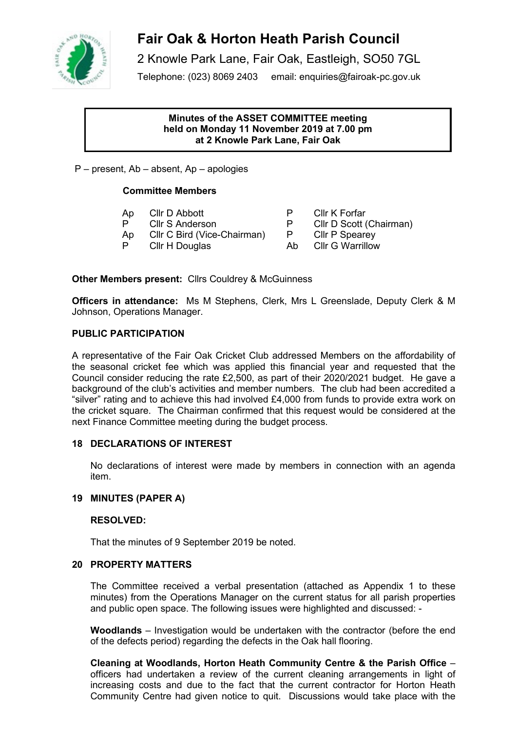# Fair Oak & Horton Heath Parish Council

2 Knowle Park Lane, Fair Oak, Eastleigh, SO50 7GL

Telephone: (023) 8069 2403 email: enquiries@fairoak-pc.gov.uk

**Minutes of the ASSET COMMITTEE meeting held on Monday 11 November 2019 at 7.00 pm at 2 Knowle Park Lane, Fair Oak**

P – present, Ab – absent, Ap – apologies

**Committee Members**

| | | | |
|---|---|---|---|
| Ap | Cllr D Abbott | P | Cllr K Forfar |
| P | Cllr S Anderson | P | Cllr D Scott (Chairman) |
| Ap | Cllr C Bird (Vice-Chairman) | P | Cllr P Spearey |
| P | Cllr H Douglas | Ab | Cllr G Warrillow |

**Other Members present:** Cllrs Couldrey & McGuinness

**Officers in attendance:** Ms M Stephens, Clerk, Mrs L Greenslade, Deputy Clerk & M Johnson, Operations Manager.

## PUBLIC PARTICIPATION

A representative of the Fair Oak Cricket Club addressed Members on the affordability of the seasonal cricket fee which was applied this financial year and requested that the Council consider reducing the rate £2,500, as part of their 2020/2021 budget. He gave a background of the club's activities and member numbers. The club had been accredited a "silver" rating and to achieve this had involved £4,000 from funds to provide extra work on the cricket square. The Chairman confirmed that this request would be considered at the next Finance Committee meeting during the budget process.

## 18 DECLARATIONS OF INTEREST

No declarations of interest were made by members in connection with an agenda item.

## 19 MINUTES (PAPER A)

**RESOLVED:**

That the minutes of 9 September 2019 be noted.

## 20 PROPERTY MATTERS

The Committee received a verbal presentation (attached as Appendix 1 to these minutes) from the Operations Manager on the current status for all parish properties and public open space. The following issues were highlighted and discussed: -

**Woodlands** – Investigation would be undertaken with the contractor (before the end of the defects period) regarding the defects in the Oak hall flooring.

**Cleaning at Woodlands, Horton Heath Community Centre & the Parish Office** – officers had undertaken a review of the current cleaning arrangements in light of increasing costs and due to the fact that the current contractor for Horton Heath Community Centre had given notice to quit. Discussions would take place with the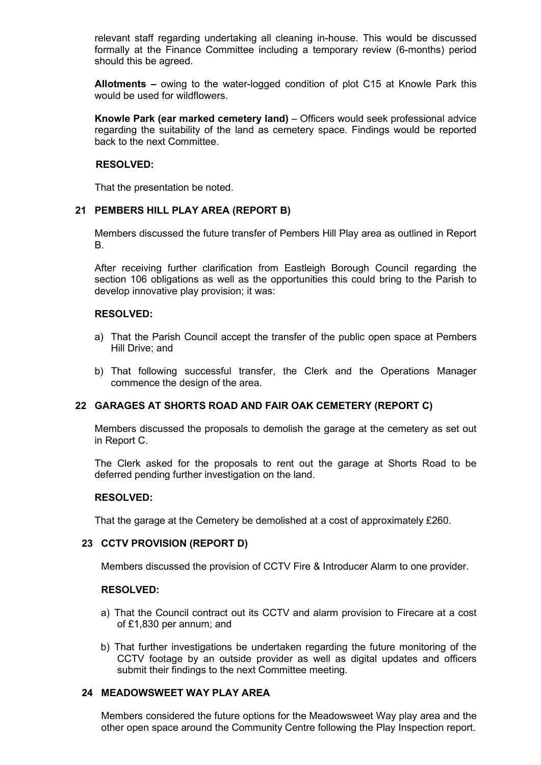relevant staff regarding undertaking all cleaning in-house. This would be discussed formally at the Finance Committee including a temporary review (6-months) period should this be agreed.

**Allotments –** owing to the water-logged condition of plot C15 at Knowle Park this would be used for wildflowers.

**Knowle Park (ear marked cemetery land)** – Officers would seek professional advice regarding the suitability of the land as cemetery space. Findings would be reported back to the next Committee.

**RESOLVED:**

That the presentation be noted.

## 21 PEMBERS HILL PLAY AREA (REPORT B)

Members discussed the future transfer of Pembers Hill Play area as outlined in Report B.

After receiving further clarification from Eastleigh Borough Council regarding the section 106 obligations as well as the opportunities this could bring to the Parish to develop innovative play provision; it was:

**RESOLVED:**

a) That the Parish Council accept the transfer of the public open space at Pembers Hill Drive; and

b) That following successful transfer, the Clerk and the Operations Manager commence the design of the area.

## 22 GARAGES AT SHORTS ROAD AND FAIR OAK CEMETERY (REPORT C)

Members discussed the proposals to demolish the garage at the cemetery as set out in Report C.

The Clerk asked for the proposals to rent out the garage at Shorts Road to be deferred pending further investigation on the land.

**RESOLVED:**

That the garage at the Cemetery be demolished at a cost of approximately £260.

## 23 CCTV PROVISION (REPORT D)

Members discussed the provision of CCTV Fire & Introducer Alarm to one provider.

**RESOLVED:**

a) That the Council contract out its CCTV and alarm provision to Firecare at a cost of £1,830 per annum; and

b) That further investigations be undertaken regarding the future monitoring of the CCTV footage by an outside provider as well as digital updates and officers submit their findings to the next Committee meeting.

## 24 MEADOWSWEET WAY PLAY AREA

Members considered the future options for the Meadowsweet Way play area and the other open space around the Community Centre following the Play Inspection report.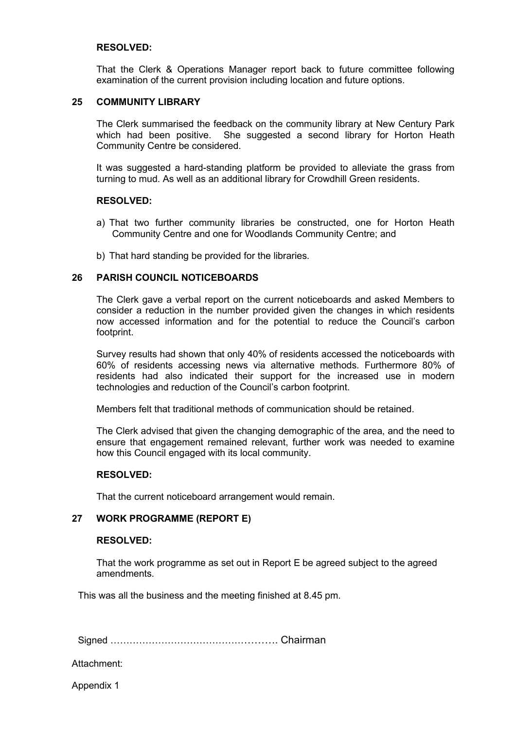**RESOLVED:**

That the Clerk & Operations Manager report back to future committee following examination of the current provision including location and future options.

## 25 COMMUNITY LIBRARY

The Clerk summarised the feedback on the community library at New Century Park which had been positive. She suggested a second library for Horton Heath Community Centre be considered.

It was suggested a hard-standing platform be provided to alleviate the grass from turning to mud. As well as an additional library for Crowdhill Green residents.

**RESOLVED:**

a) That two further community libraries be constructed, one for Horton Heath Community Centre and one for Woodlands Community Centre; and

b) That hard standing be provided for the libraries.

## 26 PARISH COUNCIL NOTICEBOARDS

The Clerk gave a verbal report on the current noticeboards and asked Members to consider a reduction in the number provided given the changes in which residents now accessed information and for the potential to reduce the Council's carbon footprint.

Survey results had shown that only 40% of residents accessed the noticeboards with 60% of residents accessing news via alternative methods. Furthermore 80% of residents had also indicated their support for the increased use in modern technologies and reduction of the Council's carbon footprint.

Members felt that traditional methods of communication should be retained.

The Clerk advised that given the changing demographic of the area, and the need to ensure that engagement remained relevant, further work was needed to examine how this Council engaged with its local community.

**RESOLVED:**

That the current noticeboard arrangement would remain.

## 27 WORK PROGRAMME (REPORT E)

**RESOLVED:**

That the work programme as set out in Report E be agreed subject to the agreed amendments.

This was all the business and the meeting finished at 8.45 pm.

Signed ……………………………………………. Chairman

Attachment:

Appendix 1